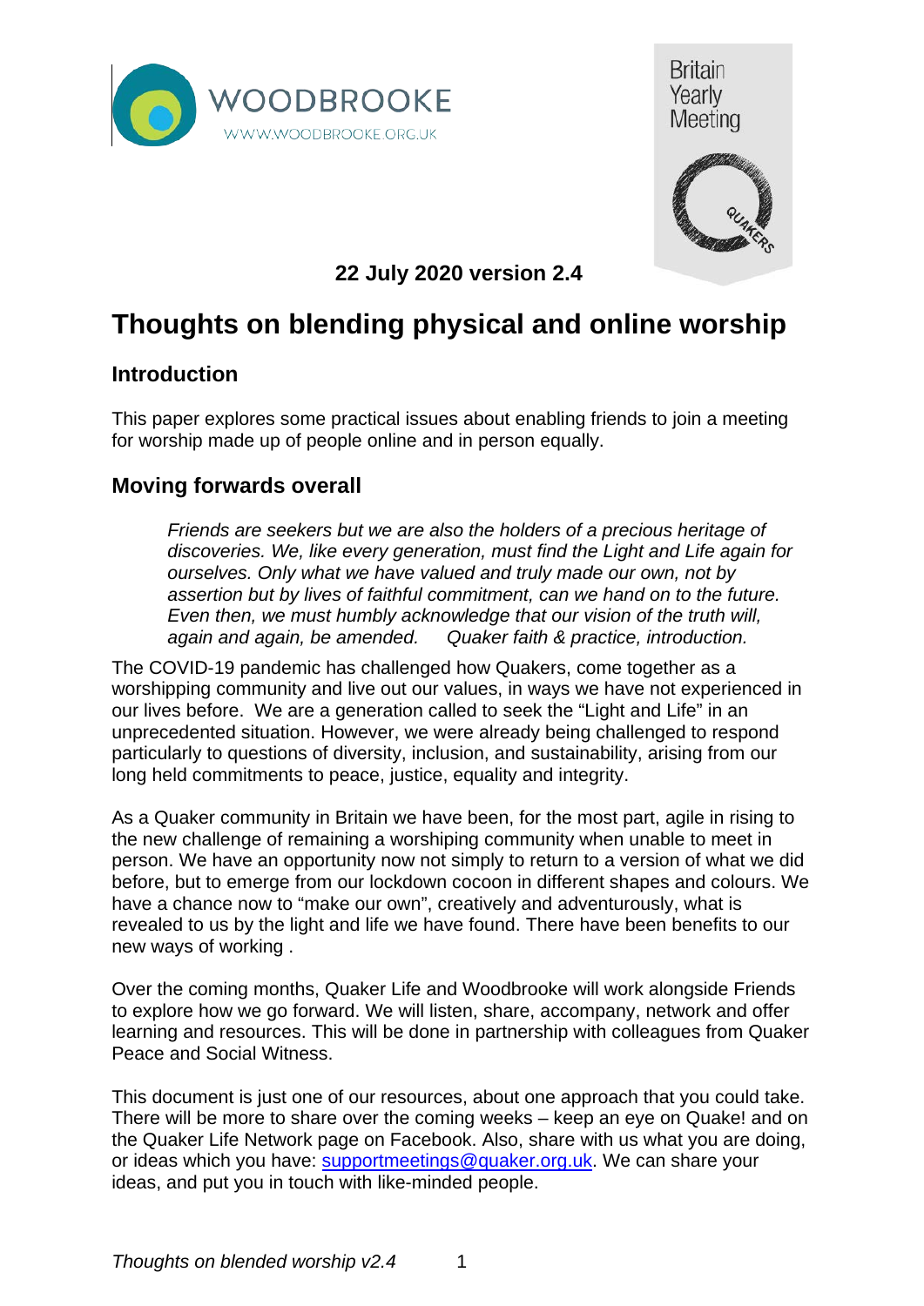**22 July 2020 version 2.4**

# Thoughts on blending physical and online worship

## Introduction

This paper explores some practical issues about enabling friends to join a meeting for worship made up of people online and in person equally.

## Moving forwards overall

> *Friends are seekers but we are also the holders of a precious heritage of discoveries. We, like every generation, must find the Light and Life again for ourselves. Only what we have valued and truly made our own, not by assertion but by lives of faithful commitment, can we hand on to the future. Even then, we must humbly acknowledge that our vision of the truth will, again and again, be amended.* *Quaker faith & practice, introduction.*

The COVID-19 pandemic has challenged how Quakers, come together as a worshipping community and live out our values, in ways we have not experienced in our lives before. We are a generation called to seek the "Light and Life" in an unprecedented situation. However, we were already being challenged to respond particularly to questions of diversity, inclusion, and sustainability, arising from our long held commitments to peace, justice, equality and integrity.

As a Quaker community in Britain we have been, for the most part, agile in rising to the new challenge of remaining a worshiping community when unable to meet in person. We have an opportunity now not simply to return to a version of what we did before, but to emerge from our lockdown cocoon in different shapes and colours. We have a chance now to "make our own", creatively and adventurously, what is revealed to us by the light and life we have found. There have been benefits to our new ways of working .

Over the coming months, Quaker Life and Woodbrooke will work alongside Friends to explore how we go forward. We will listen, share, accompany, network and offer learning and resources. This will be done in partnership with colleagues from Quaker Peace and Social Witness.

This document is just one of our resources, about one approach that you could take. There will be more to share over the coming weeks – keep an eye on Quake! and on the Quaker Life Network page on Facebook. Also, share with us what you are doing, or ideas which you have: supportmeetings@quaker.org.uk. We can share your ideas, and put you in touch with like-minded people.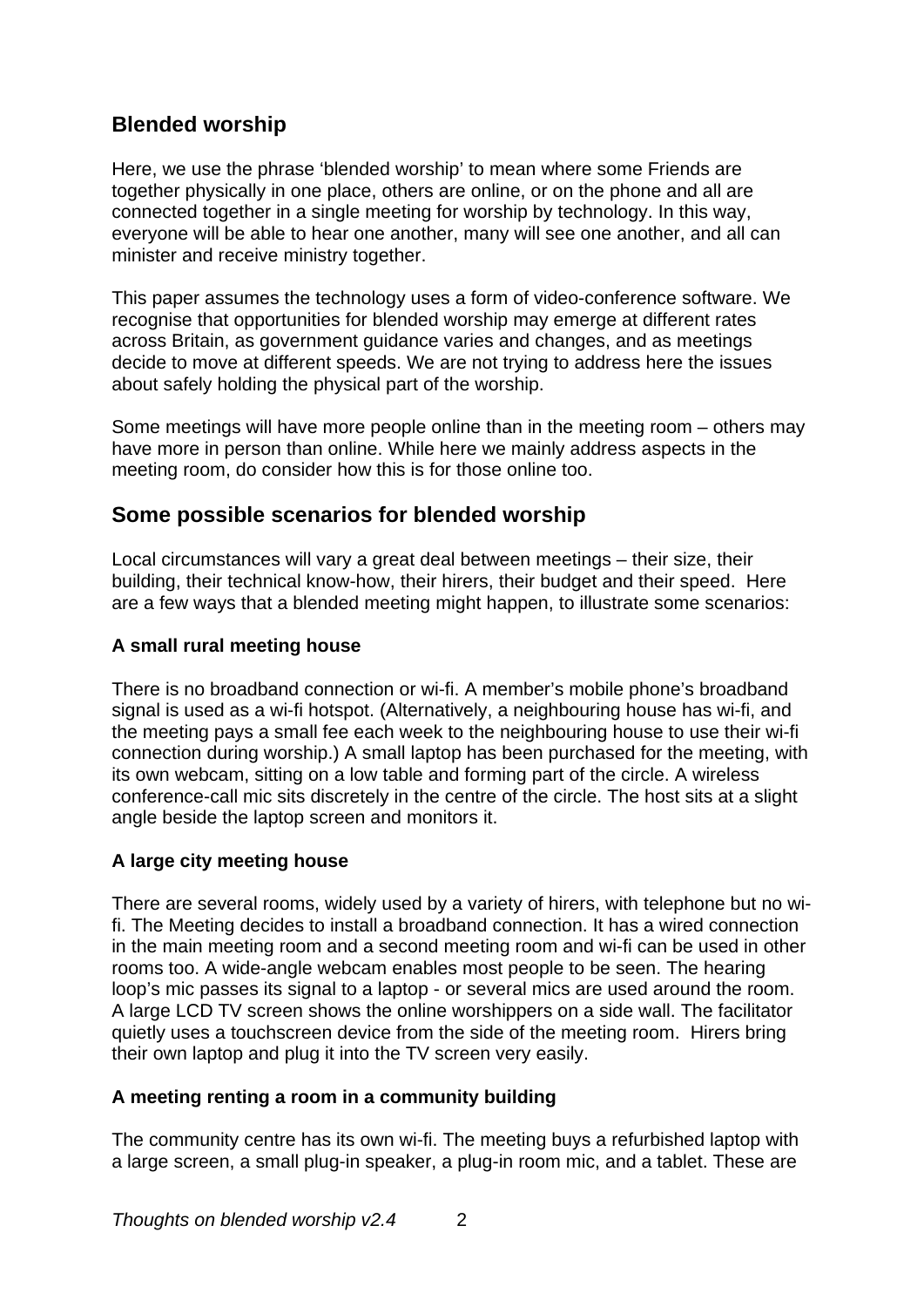## Blended worship

Here, we use the phrase 'blended worship' to mean where some Friends are together physically in one place, others are online, or on the phone and all are connected together in a single meeting for worship by technology. In this way, everyone will be able to hear one another, many will see one another, and all can minister and receive ministry together.

This paper assumes the technology uses a form of video-conference software. We recognise that opportunities for blended worship may emerge at different rates across Britain, as government guidance varies and changes, and as meetings decide to move at different speeds. We are not trying to address here the issues about safely holding the physical part of the worship.

Some meetings will have more people online than in the meeting room – others may have more in person than online. While here we mainly address aspects in the meeting room, do consider how this is for those online too.

## Some possible scenarios for blended worship

Local circumstances will vary a great deal between meetings – their size, their building, their technical know-how, their hirers, their budget and their speed. Here are a few ways that a blended meeting might happen, to illustrate some scenarios:

### A small rural meeting house

There is no broadband connection or wi-fi. A member's mobile phone's broadband signal is used as a wi-fi hotspot. (Alternatively, a neighbouring house has wi-fi, and the meeting pays a small fee each week to the neighbouring house to use their wi-fi connection during worship.) A small laptop has been purchased for the meeting, with its own webcam, sitting on a low table and forming part of the circle. A wireless conference-call mic sits discretely in the centre of the circle. The host sits at a slight angle beside the laptop screen and monitors it.

### A large city meeting house

There are several rooms, widely used by a variety of hirers, with telephone but no wi-fi. The Meeting decides to install a broadband connection. It has a wired connection in the main meeting room and a second meeting room and wi-fi can be used in other rooms too. A wide-angle webcam enables most people to be seen. The hearing loop's mic passes its signal to a laptop - or several mics are used around the room. A large LCD TV screen shows the online worshippers on a side wall. The facilitator quietly uses a touchscreen device from the side of the meeting room. Hirers bring their own laptop and plug it into the TV screen very easily.

### A meeting renting a room in a community building

The community centre has its own wi-fi. The meeting buys a refurbished laptop with a large screen, a small plug-in speaker, a plug-in room mic, and a tablet. These are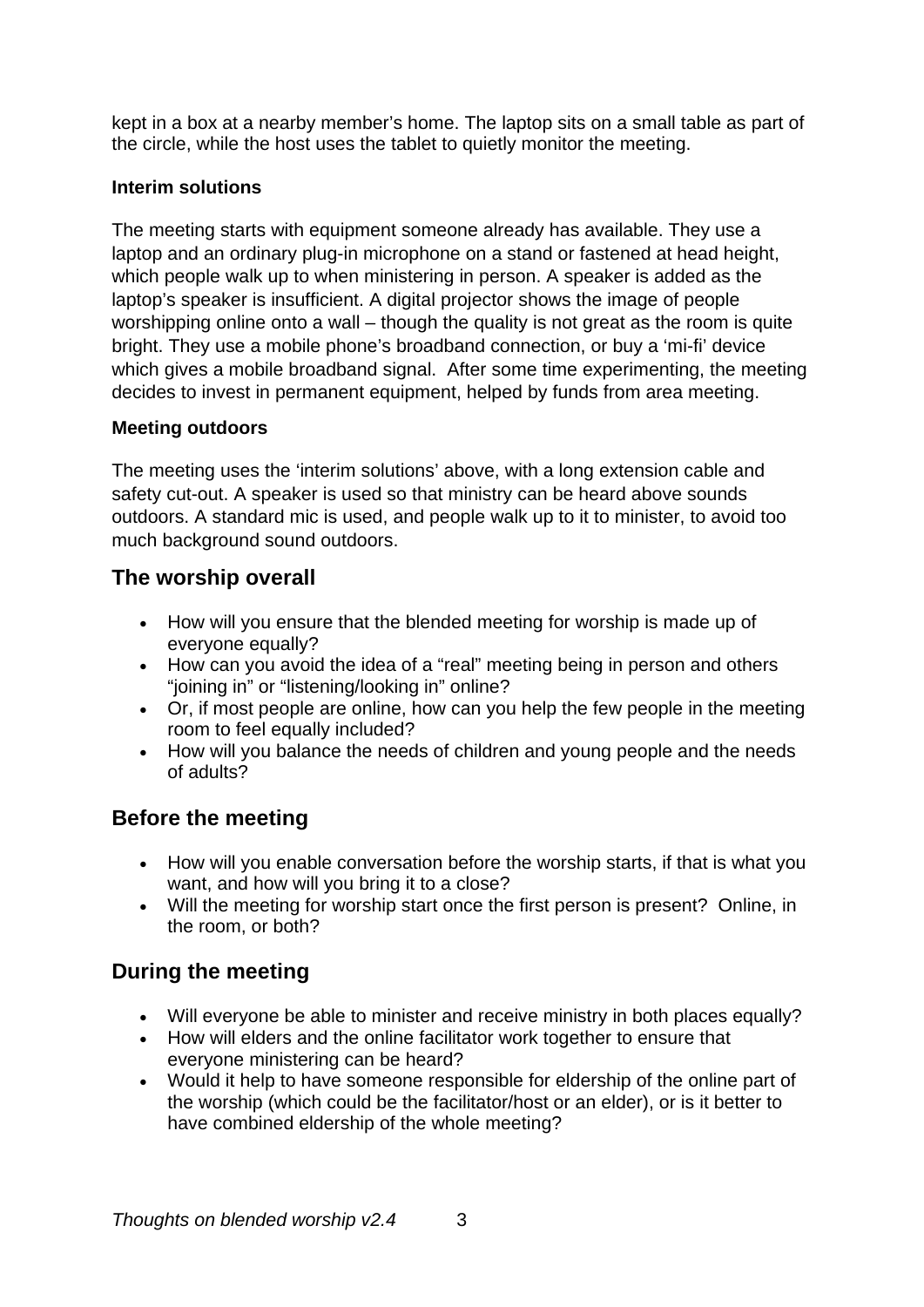kept in a box at a nearby member's home. The laptop sits on a small table as part of the circle, while the host uses the tablet to quietly monitor the meeting.

### Interim solutions

The meeting starts with equipment someone already has available. They use a laptop and an ordinary plug-in microphone on a stand or fastened at head height, which people walk up to when ministering in person. A speaker is added as the laptop's speaker is insufficient. A digital projector shows the image of people worshipping online onto a wall – though the quality is not great as the room is quite bright. They use a mobile phone's broadband connection, or buy a 'mi-fi' device which gives a mobile broadband signal.  After some time experimenting, the meeting decides to invest in permanent equipment, helped by funds from area meeting.

### Meeting outdoors

The meeting uses the 'interim solutions' above, with a long extension cable and safety cut-out. A speaker is used so that ministry can be heard above sounds outdoors. A standard mic is used, and people walk up to it to minister, to avoid too much background sound outdoors.

## The worship overall

- How will you ensure that the blended meeting for worship is made up of everyone equally?
- How can you avoid the idea of a "real" meeting being in person and others "joining in" or "listening/looking in" online?
- Or, if most people are online, how can you help the few people in the meeting room to feel equally included?
- How will you balance the needs of children and young people and the needs of adults?

## Before the meeting

- How will you enable conversation before the worship starts, if that is what you want, and how will you bring it to a close?
- Will the meeting for worship start once the first person is present?  Online, in the room, or both?

## During the meeting

- Will everyone be able to minister and receive ministry in both places equally?
- How will elders and the online facilitator work together to ensure that everyone ministering can be heard?
- Would it help to have someone responsible for eldership of the online part of the worship (which could be the facilitator/host or an elder), or is it better to have combined eldership of the whole meeting?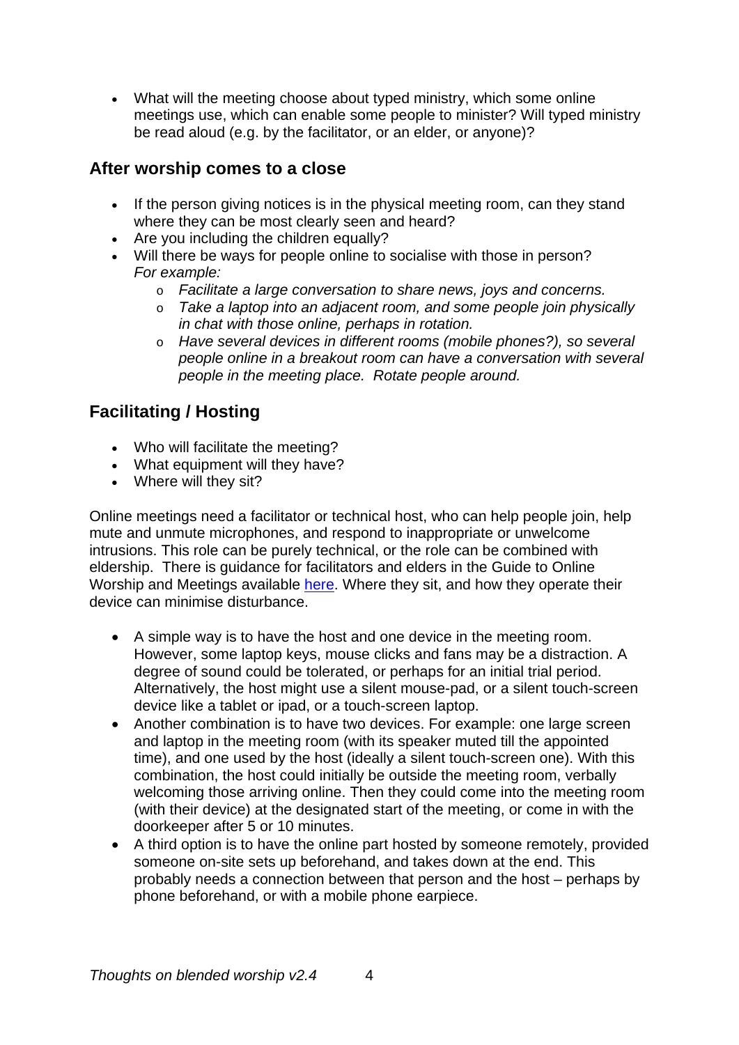- What will the meeting choose about typed ministry, which some online meetings use, which can enable some people to minister? Will typed ministry be read aloud (e.g. by the facilitator, or an elder, or anyone)?

## After worship comes to a close

- If the person giving notices is in the physical meeting room, can they stand where they can be most clearly seen and heard?
- Are you including the children equally?
- Will there be ways for people online to socialise with those in person? *For example:*
  - *Facilitate a large conversation to share news, joys and concerns.*
  - *Take a laptop into an adjacent room, and some people join physically in chat with those online, perhaps in rotation.*
  - *Have several devices in different rooms (mobile phones?), so several people online in a breakout room can have a conversation with several people in the meeting place. Rotate people around.*

## Facilitating / Hosting

- Who will facilitate the meeting?
- What equipment will they have?
- Where will they sit?

Online meetings need a facilitator or technical host, who can help people join, help mute and unmute microphones, and respond to inappropriate or unwelcome intrusions. This role can be purely technical, or the role can be combined with eldership. There is guidance for facilitators and elders in the Guide to Online Worship and Meetings available [here](). Where they sit, and how they operate their device can minimise disturbance.

- A simple way is to have the host and one device in the meeting room. However, some laptop keys, mouse clicks and fans may be a distraction. A degree of sound could be tolerated, or perhaps for an initial trial period. Alternatively, the host might use a silent mouse-pad, or a silent touch-screen device like a tablet or ipad, or a touch-screen laptop.
- Another combination is to have two devices. For example: one large screen and laptop in the meeting room (with its speaker muted till the appointed time), and one used by the host (ideally a silent touch-screen one). With this combination, the host could initially be outside the meeting room, verbally welcoming those arriving online. Then they could come into the meeting room (with their device) at the designated start of the meeting, or come in with the doorkeeper after 5 or 10 minutes.
- A third option is to have the online part hosted by someone remotely, provided someone on-site sets up beforehand, and takes down at the end. This probably needs a connection between that person and the host – perhaps by phone beforehand, or with a mobile phone earpiece.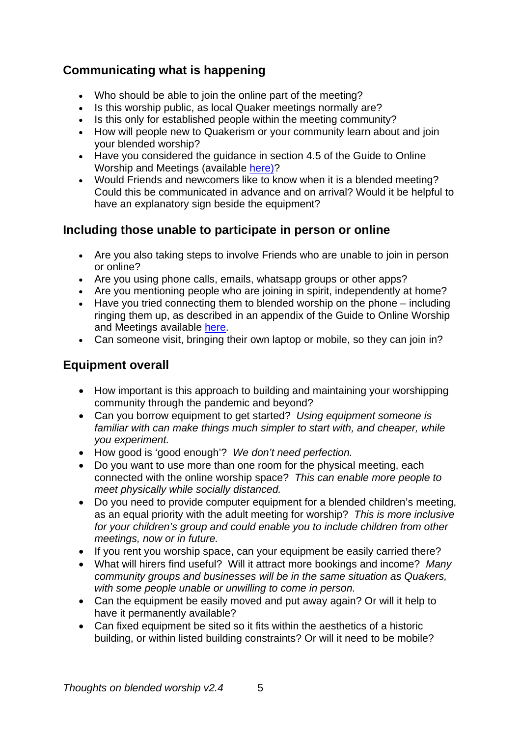## Communicating what is happening

- Who should be able to join the online part of the meeting?
- Is this worship public, as local Quaker meetings normally are?
- Is this only for established people within the meeting community?
- How will people new to Quakerism or your community learn about and join your blended worship?
- Have you considered the guidance in section 4.5 of the Guide to Online Worship and Meetings (available here)?
- Would Friends and newcomers like to know when it is a blended meeting? Could this be communicated in advance and on arrival? Would it be helpful to have an explanatory sign beside the equipment?

## Including those unable to participate in person or online

- Are you also taking steps to involve Friends who are unable to join in person or online?
- Are you using phone calls, emails, whatsapp groups or other apps?
- Are you mentioning people who are joining in spirit, independently at home?
- Have you tried connecting them to blended worship on the phone – including ringing them up, as described in an appendix of the Guide to Online Worship and Meetings available here.
- Can someone visit, bringing their own laptop or mobile, so they can join in?

## Equipment overall

- How important is this approach to building and maintaining your worshipping community through the pandemic and beyond?
- Can you borrow equipment to get started? *Using equipment someone is familiar with can make things much simpler to start with, and cheaper, while you experiment.*
- How good is 'good enough'? *We don't need perfection.*
- Do you want to use more than one room for the physical meeting, each connected with the online worship space? *This can enable more people to meet physically while socially distanced.*
- Do you need to provide computer equipment for a blended children's meeting, as an equal priority with the adult meeting for worship? *This is more inclusive for your children's group and could enable you to include children from other meetings, now or in future.*
- If you rent you worship space, can your equipment be easily carried there?
- What will hirers find useful? Will it attract more bookings and income? *Many community groups and businesses will be in the same situation as Quakers, with some people unable or unwilling to come in person.*
- Can the equipment be easily moved and put away again? Or will it help to have it permanently available?
- Can fixed equipment be sited so it fits within the aesthetics of a historic building, or within listed building constraints? Or will it need to be mobile?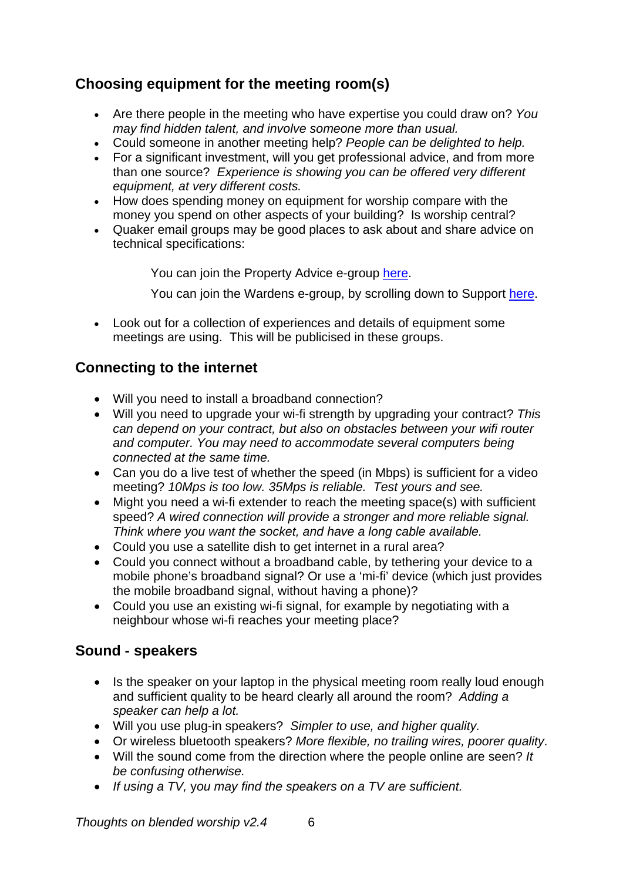## Choosing equipment for the meeting room(s)

- Are there people in the meeting who have expertise you could draw on? *You may find hidden talent, and involve someone more than usual.*
- Could someone in another meeting help? *People can be delighted to help.*
- For a significant investment, will you get professional advice, and from more than one source? *Experience is showing you can be offered very different equipment, at very different costs.*
- How does spending money on equipment for worship compare with the money you spend on other aspects of your building? Is worship central?
- Quaker email groups may be good places to ask about and share advice on technical specifications:

  You can join the Property Advice e-group here.

  You can join the Wardens e-group, by scrolling down to Support here.

- Look out for a collection of experiences and details of equipment some meetings are using. This will be publicised in these groups.

## Connecting to the internet

- Will you need to install a broadband connection?
- Will you need to upgrade your wi-fi strength by upgrading your contract? *This can depend on your contract, but also on obstacles between your wifi router and computer. You may need to accommodate several computers being connected at the same time.*
- Can you do a live test of whether the speed (in Mbps) is sufficient for a video meeting? *10Mps is too low. 35Mps is reliable. Test yours and see.*
- Might you need a wi-fi extender to reach the meeting space(s) with sufficient speed? *A wired connection will provide a stronger and more reliable signal. Think where you want the socket, and have a long cable available.*
- Could you use a satellite dish to get internet in a rural area?
- Could you connect without a broadband cable, by tethering your device to a mobile phone's broadband signal? Or use a 'mi-fi' device (which just provides the mobile broadband signal, without having a phone)?
- Could you use an existing wi-fi signal, for example by negotiating with a neighbour whose wi-fi reaches your meeting place?

## Sound - speakers

- Is the speaker on your laptop in the physical meeting room really loud enough and sufficient quality to be heard clearly all around the room? *Adding a speaker can help a lot.*
- Will you use plug-in speakers? *Simpler to use, and higher quality.*
- Or wireless bluetooth speakers? *More flexible, no trailing wires, poorer quality*.
- Will the sound come from the direction where the people online are seen? *It be confusing otherwise.*
- *If using a TV,* you *may find the speakers on a TV are sufficient.*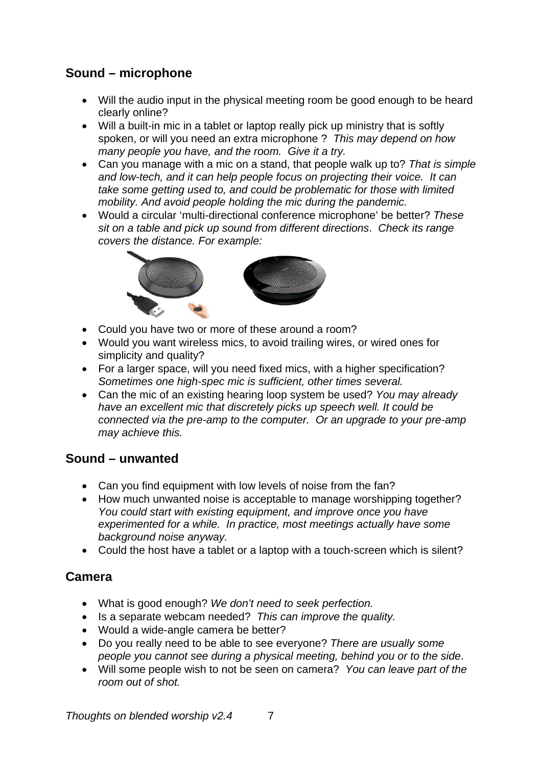## Sound – microphone

- Will the audio input in the physical meeting room be good enough to be heard clearly online?
- Will a built-in mic in a tablet or laptop really pick up ministry that is softly spoken, or will you need an extra microphone ? *This may depend on how many people you have, and the room. Give it a try.*
- Can you manage with a mic on a stand, that people walk up to? *That is simple and low-tech, and it can help people focus on projecting their voice. It can take some getting used to, and could be problematic for those with limited mobility. And avoid people holding the mic during the pandemic.*
- Would a circular 'multi-directional conference microphone' be better? *These sit on a table and pick up sound from different directions. Check its range covers the distance. For example:*
- Could you have two or more of these around a room?
- Would you want wireless mics, to avoid trailing wires, or wired ones for simplicity and quality?
- For a larger space, will you need fixed mics, with a higher specification? *Sometimes one high-spec mic is sufficient, other times several.*
- Can the mic of an existing hearing loop system be used? *You may already have an excellent mic that discretely picks up speech well. It could be connected via the pre-amp to the computer. Or an upgrade to your pre-amp may achieve this.*

## Sound – unwanted

- Can you find equipment with low levels of noise from the fan?
- How much unwanted noise is acceptable to manage worshipping together? *You could start with existing equipment, and improve once you have experimented for a while. In practice, most meetings actually have some background noise anyway.*
- Could the host have a tablet or a laptop with a touch-screen which is silent?

## Camera

- What is good enough? *We don't need to seek perfection.*
- Is a separate webcam needed? *This can improve the quality.*
- Would a wide-angle camera be better?
- Do you really need to be able to see everyone? *There are usually some people you cannot see during a physical meeting, behind you or to the side*.
- Will some people wish to not be seen on camera? *You can leave part of the room out of shot.*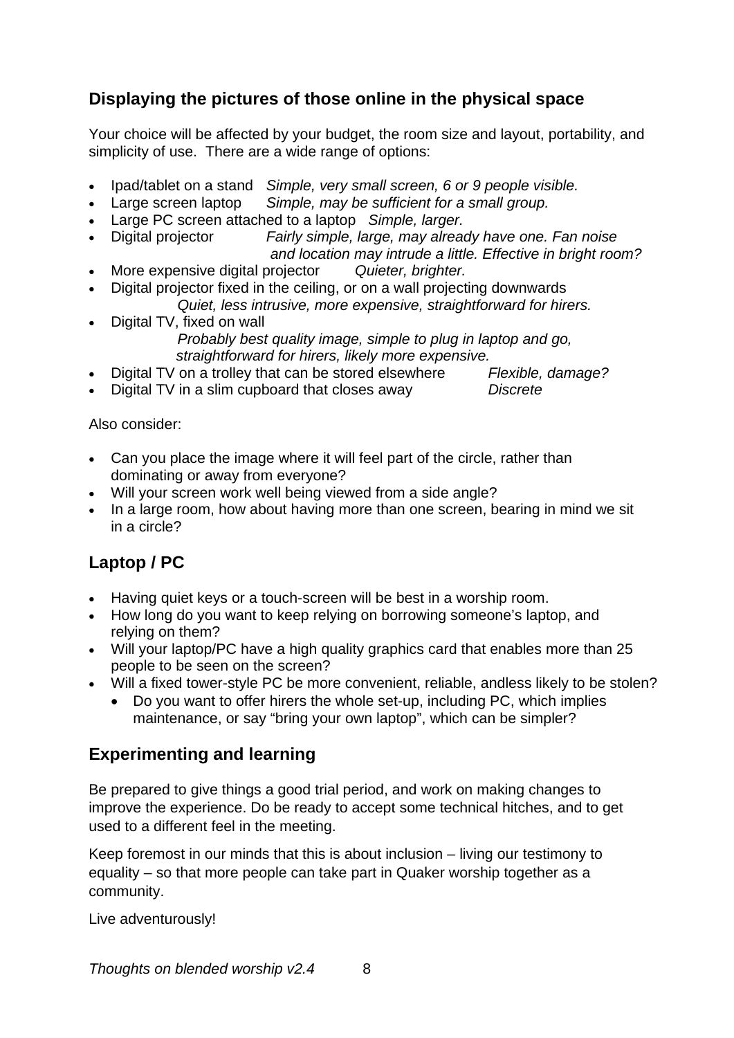## Displaying the pictures of those online in the physical space

Your choice will be affected by your budget, the room size and layout, portability, and simplicity of use. There are a wide range of options:

- Ipad/tablet on a stand *Simple, very small screen, 6 or 9 people visible.*
- Large screen laptop *Simple, may be sufficient for a small group.*
- Large PC screen attached to a laptop *Simple, larger.*
- Digital projector *Fairly simple, large, may already have one. Fan noise and location may intrude a little. Effective in bright room?*
- More expensive digital projector *Quieter, brighter.*
- Digital projector fixed in the ceiling, or on a wall projecting downwards *Quiet, less intrusive, more expensive, straightforward for hirers.*
- Digital TV, fixed on wall *Probably best quality image, simple to plug in laptop and go, straightforward for hirers, likely more expensive.*
- Digital TV on a trolley that can be stored elsewhere *Flexible, damage?*
- Digital TV in a slim cupboard that closes away *Discrete*

Also consider:

- Can you place the image where it will feel part of the circle, rather than dominating or away from everyone?
- Will your screen work well being viewed from a side angle?
- In a large room, how about having more than one screen, bearing in mind we sit in a circle?

## Laptop / PC

- Having quiet keys or a touch-screen will be best in a worship room.
- How long do you want to keep relying on borrowing someone's laptop, and relying on them?
- Will your laptop/PC have a high quality graphics card that enables more than 25 people to be seen on the screen?
- Will a fixed tower-style PC be more convenient, reliable, andless likely to be stolen?
  - Do you want to offer hirers the whole set-up, including PC, which implies maintenance, or say "bring your own laptop", which can be simpler?

## Experimenting and learning

Be prepared to give things a good trial period, and work on making changes to improve the experience. Do be ready to accept some technical hitches, and to get used to a different feel in the meeting.

Keep foremost in our minds that this is about inclusion – living our testimony to equality – so that more people can take part in Quaker worship together as a community.

Live adventurously!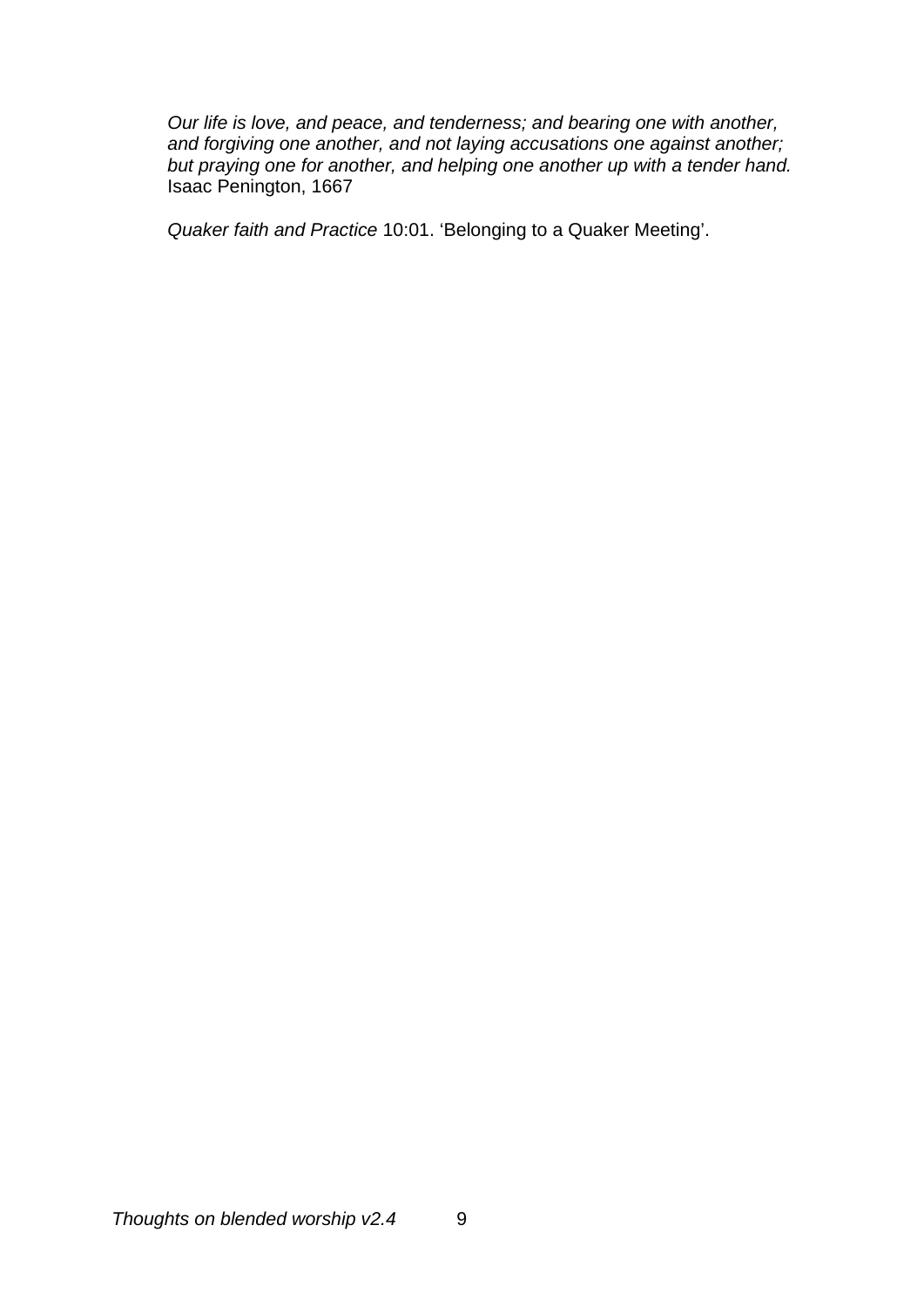*Our life is love, and peace, and tenderness; and bearing one with another, and forgiving one another, and not laying accusations one against another; but praying one for another, and helping one another up with a tender hand.*
Isaac Penington, 1667

*Quaker faith and Practice* 10:01. 'Belonging to a Quaker Meeting'.